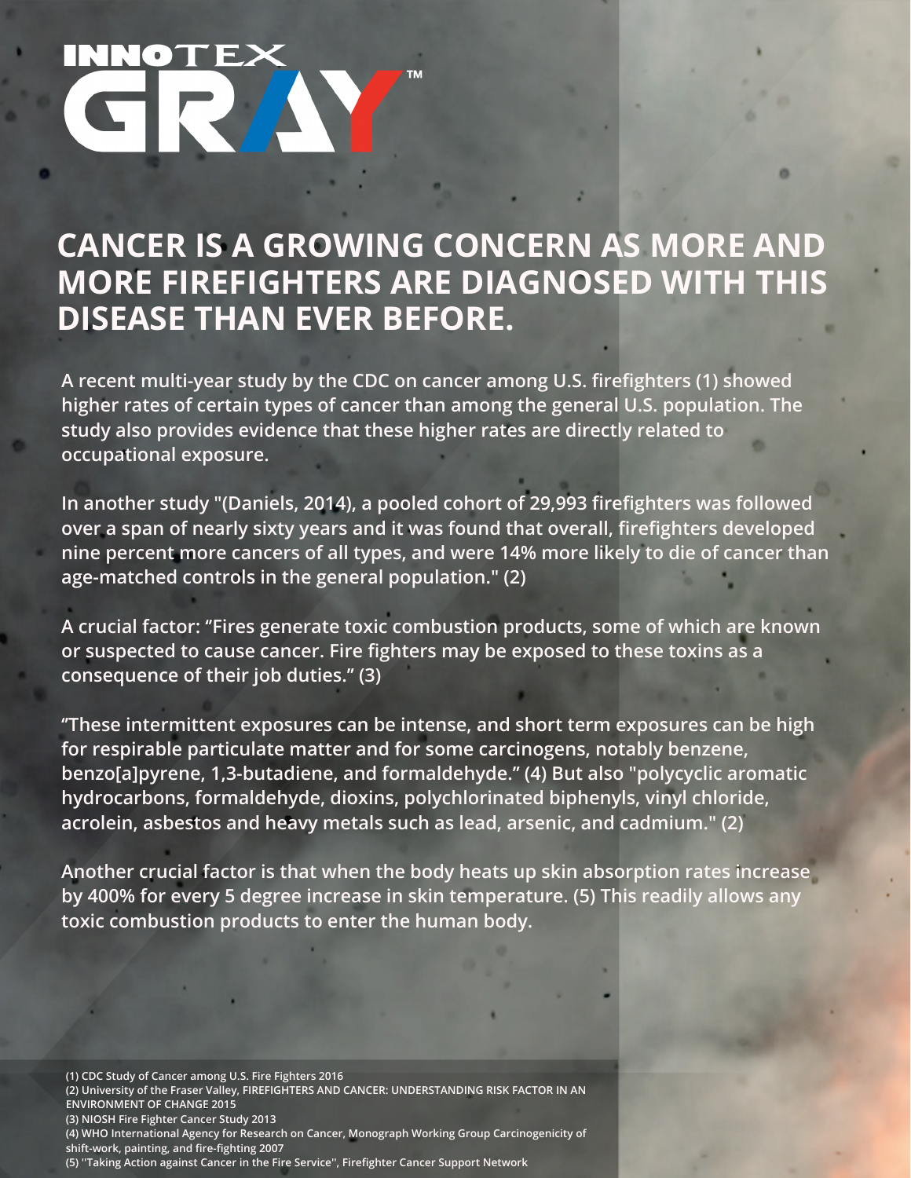# INNOTEX GRAY™

## CANCER IS A GROWING CONCERN AS MORE AND MORE FIREFIGHTERS ARE DIAGNOSED WITH THIS DISEASE THAN EVER BEFORE.

A recent multi-year study by the CDC on cancer among U.S. firefighters (1) showed higher rates of certain types of cancer than among the general U.S. population. The study also provides evidence that these higher rates are directly related to occupational exposure.

In another study "(Daniels, 2014), a pooled cohort of 29,993 firefighters was followed over a span of nearly sixty years and it was found that overall, firefighters developed nine percent more cancers of all types, and were 14% more likely to die of cancer than age-matched controls in the general population." (2)

A crucial factor: "Fires generate toxic combustion products, some of which are known or suspected to cause cancer. Fire fighters may be exposed to these toxins as a consequence of their job duties." (3)

"These intermittent exposures can be intense, and short term exposures can be high for respirable particulate matter and for some carcinogens, notably benzene, benzo[a]pyrene, 1,3-butadiene, and formaldehyde." (4) But also "polycyclic aromatic hydrocarbons, formaldehyde, dioxins, polychlorinated biphenyls, vinyl chloride, acrolein, asbestos and heavy metals such as lead, arsenic, and cadmium." (2)

Another crucial factor is that when the body heats up skin absorption rates increase by 400% for every 5 degree increase in skin temperature. (5) This readily allows any toxic combustion products to enter the human body.

(1) CDC Study of Cancer among U.S. Fire Fighters 2016
(2) University of the Fraser Valley, FIREFIGHTERS AND CANCER: UNDERSTANDING RISK FACTOR IN AN ENVIRONMENT OF CHANGE 2015
(3) NIOSH Fire Fighter Cancer Study 2013
(4) WHO International Agency for Research on Cancer, Monograph Working Group Carcinogenicity of shift-work, painting, and fire-fighting 2007
(5) "Taking Action against Cancer in the Fire Service", Firefighter Cancer Support Network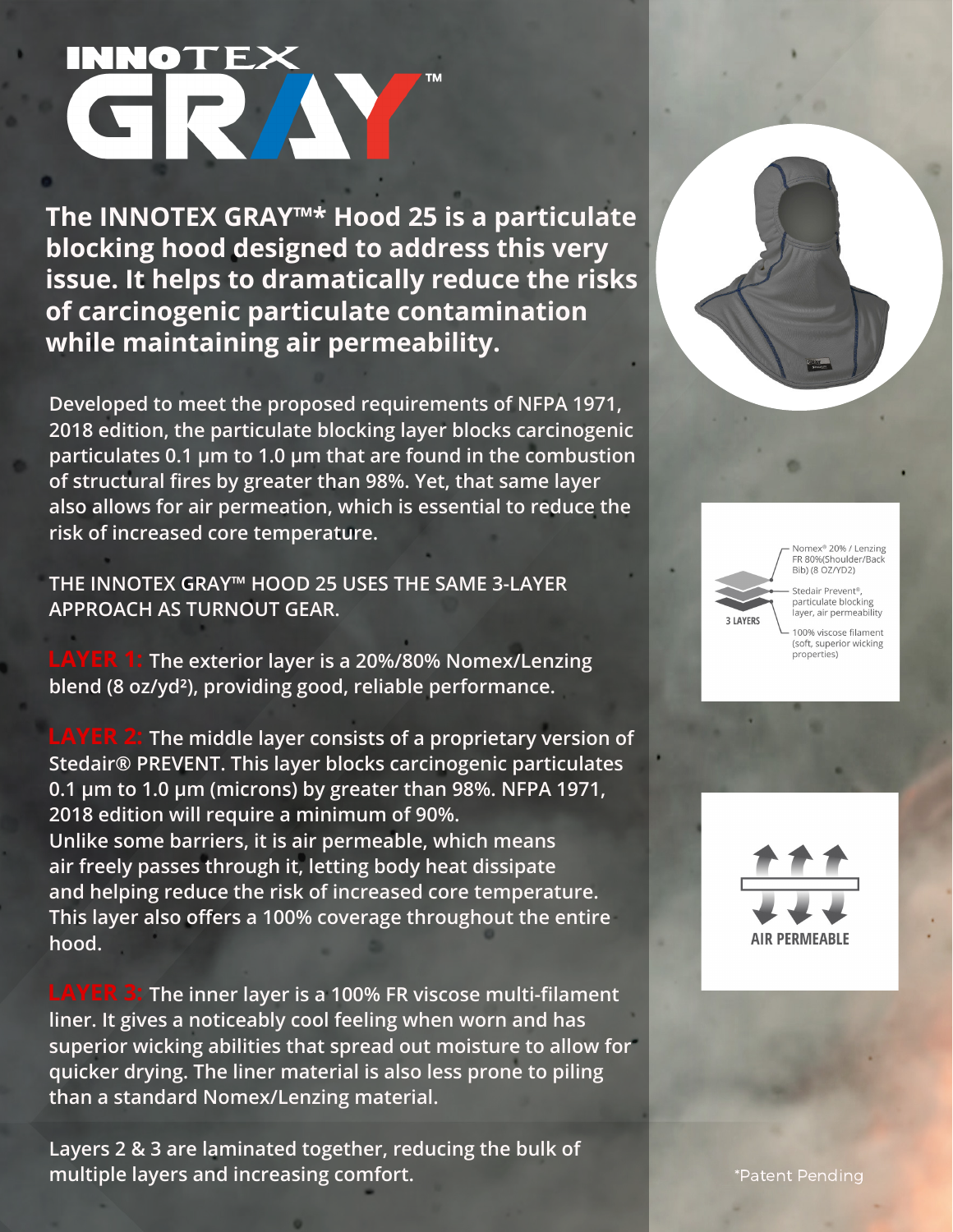# INNOTEX GRAY™

**The INNOTEX GRAY™* Hood 25 is a particulate blocking hood designed to address this very issue. It helps to dramatically reduce the risks of carcinogenic particulate contamination while maintaining air permeability.**

Developed to meet the proposed requirements of NFPA 1971, 2018 edition, the particulate blocking layer blocks carcinogenic particulates 0.1 µm to 1.0 µm that are found in the combustion of structural fires by greater than 98%. Yet, that same layer also allows for air permeation, which is essential to reduce the risk of increased core temperature.

THE INNOTEX GRAY™ HOOD 25 USES THE SAME 3-LAYER APPROACH AS TURNOUT GEAR.

**LAYER 1:** The exterior layer is a 20%/80% Nomex/Lenzing blend (8 oz/yd²), providing good, reliable performance.

**LAYER 2:** The middle layer consists of a proprietary version of Stedair® PREVENT. This layer blocks carcinogenic particulates 0.1 µm to 1.0 µm (microns) by greater than 98%. NFPA 1971, 2018 edition will require a minimum of 90%.
Unlike some barriers, it is air permeable, which means air freely passes through it, letting body heat dissipate and helping reduce the risk of increased core temperature. This layer also offers a 100% coverage throughout the entire hood.

**LAYER 3:** The inner layer is a 100% FR viscose multi-filament liner. It gives a noticeably cool feeling when worn and has superior wicking abilities that spread out moisture to allow for quicker drying. The liner material is also less prone to piling than a standard Nomex/Lenzing material.

Layers 2 & 3 are laminated together, reducing the bulk of multiple layers and increasing comfort.

3 LAYERS
- Nomex® 20% / Lenzing FR 80%(Shoulder/Back Bib) (8 OZ/YD2)
- Stedair Prevent®, particulate blocking layer, air permeability
- 100% viscose filament (soft, superior wicking properties)

AIR PERMEABLE

*Patent Pending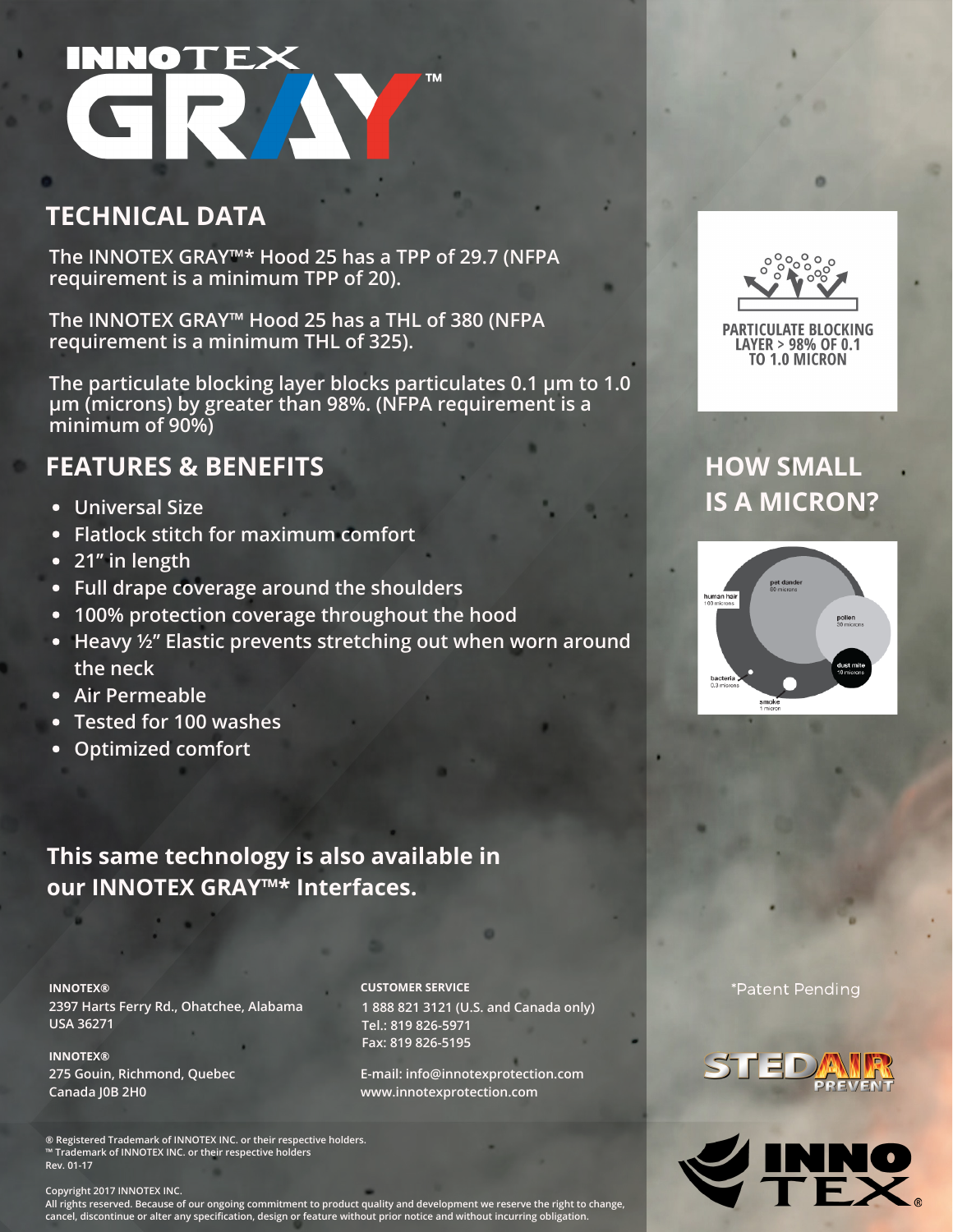# INNOTEX GRAY™

## TECHNICAL DATA

The INNOTEX GRAY™* Hood 25 has a TPP of 29.7 (NFPA requirement is a minimum TPP of 20).

The INNOTEX GRAY™ Hood 25 has a THL of 380 (NFPA requirement is a minimum THL of 325).

The particulate blocking layer blocks particulates 0.1 µm to 1.0 µm (microns) by greater than 98%. (NFPA requirement is a minimum of 90%)

PARTICULATE BLOCKING LAYER > 98% OF 0.1 TO 1.0 MICRON

## FEATURES & BENEFITS

- Universal Size
- Flatlock stitch for maximum comfort
- 21" in length
- Full drape coverage around the shoulders
- 100% protection coverage throughout the hood
- Heavy ½" Elastic prevents stretching out when worn around the neck
- Air Permeable
- Tested for 100 washes
- Optimized comfort

## HOW SMALL IS A MICRON?

human hair
100 microns
pet dander
60 microns
pollen
30 microns
dust mite
10 microns
bacteria
0.3 microns
smoke
1 micron

**This same technology is also available in our INNOTEX GRAY™* Interfaces.**

*Patent Pending

**INNOTEX®**
2397 Harts Ferry Rd., Ohatchee, Alabama
USA 36271

**INNOTEX®**
275 Gouin, Richmond, Quebec
Canada J0B 2H0

**CUSTOMER SERVICE**
1 888 821 3121 (U.S. and Canada only)
Tel.: 819 826-5971
Fax: 819 826-5195

E-mail: info@innotexprotection.com
www.innotexprotection.com

STEDAIR PREVENT

INNOTEX®

® Registered Trademark of INNOTEX INC. or their respective holders.
™ Trademark of INNOTEX INC. or their respective holders
Rev. 01-17

Copyright 2017 INNOTEX INC.
All rights reserved. Because of our ongoing commitment to product quality and development we reserve the right to change, cancel, discontinue or alter any specification, design or feature without prior notice and without incurring obligation.